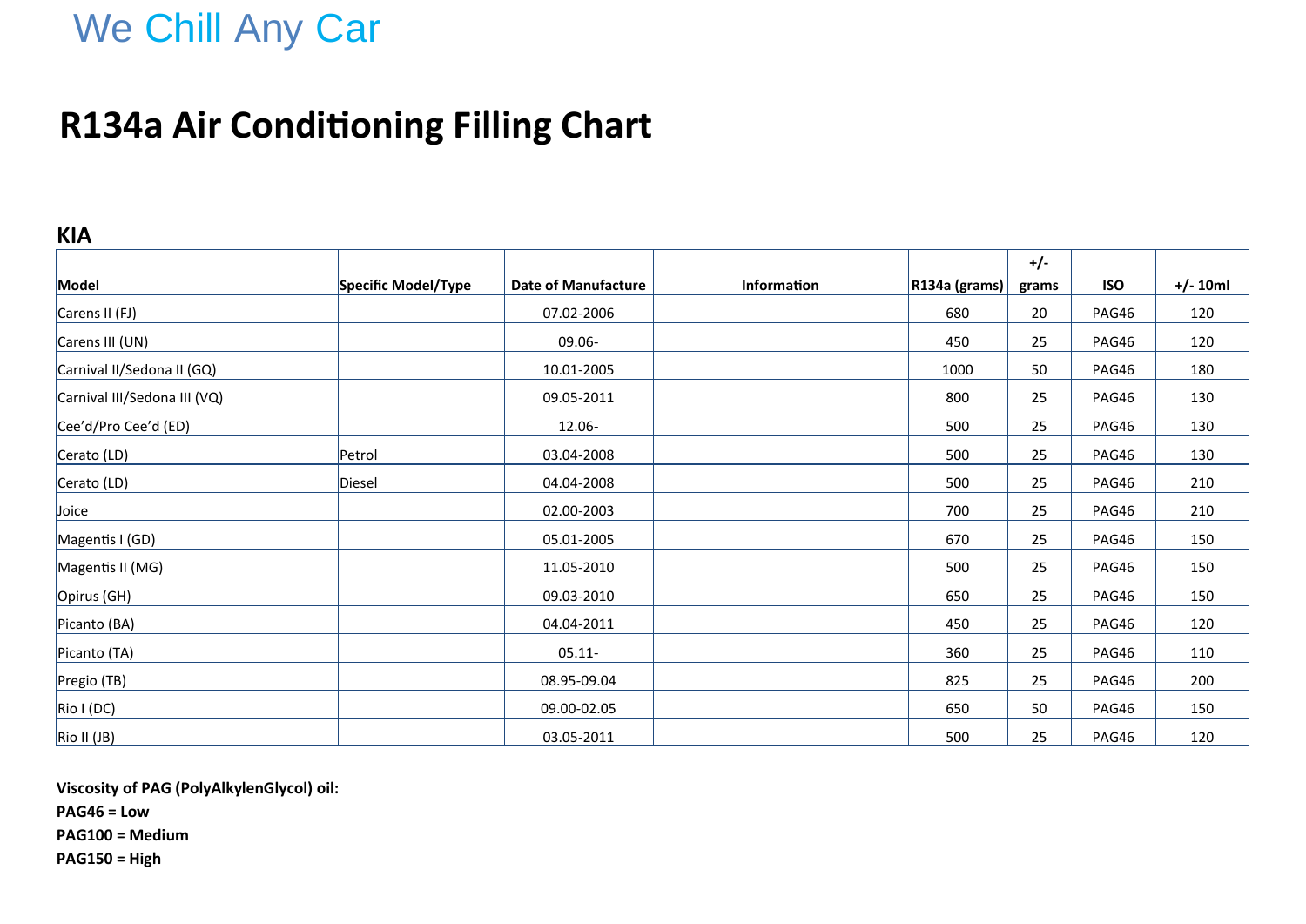We Chill Any Car

# R134a Air Conditioning Filling Chart

## KIA

| Model | Specific Model/Type | Date of Manufacture | Information | R134a (grams) | +/- grams | ISO | +/- 10ml |
|---|---|---|---|---|---|---|---|
| Carens II (FJ) | | 07.02-2006 | | 680 | 20 | PAG46 | 120 |
| Carens III (UN) | | 09.06- | | 450 | 25 | PAG46 | 120 |
| Carnival II/Sedona II (GQ) | | 10.01-2005 | | 1000 | 50 | PAG46 | 180 |
| Carnival III/Sedona III (VQ) | | 09.05-2011 | | 800 | 25 | PAG46 | 130 |
| Cee'd/Pro Cee'd (ED) | | 12.06- | | 500 | 25 | PAG46 | 130 |
| Cerato (LD) | Petrol | 03.04-2008 | | 500 | 25 | PAG46 | 130 |
| Cerato (LD) | Diesel | 04.04-2008 | | 500 | 25 | PAG46 | 210 |
| Joice | | 02.00-2003 | | 700 | 25 | PAG46 | 210 |
| Magentis I (GD) | | 05.01-2005 | | 670 | 25 | PAG46 | 150 |
| Magentis II (MG) | | 11.05-2010 | | 500 | 25 | PAG46 | 150 |
| Opirus (GH) | | 09.03-2010 | | 650 | 25 | PAG46 | 150 |
| Picanto (BA) | | 04.04-2011 | | 450 | 25 | PAG46 | 120 |
| Picanto (TA) | | 05.11- | | 360 | 25 | PAG46 | 110 |
| Pregio (TB) | | 08.95-09.04 | | 825 | 25 | PAG46 | 200 |
| Rio I (DC) | | 09.00-02.05 | | 650 | 50 | PAG46 | 150 |
| Rio II (JB) | | 03.05-2011 | | 500 | 25 | PAG46 | 120 |

**Viscosity of PAG (PolyAlkylenGlycol) oil:**
**PAG46 = Low**
**PAG100 = Medium**
**PAG150 = High**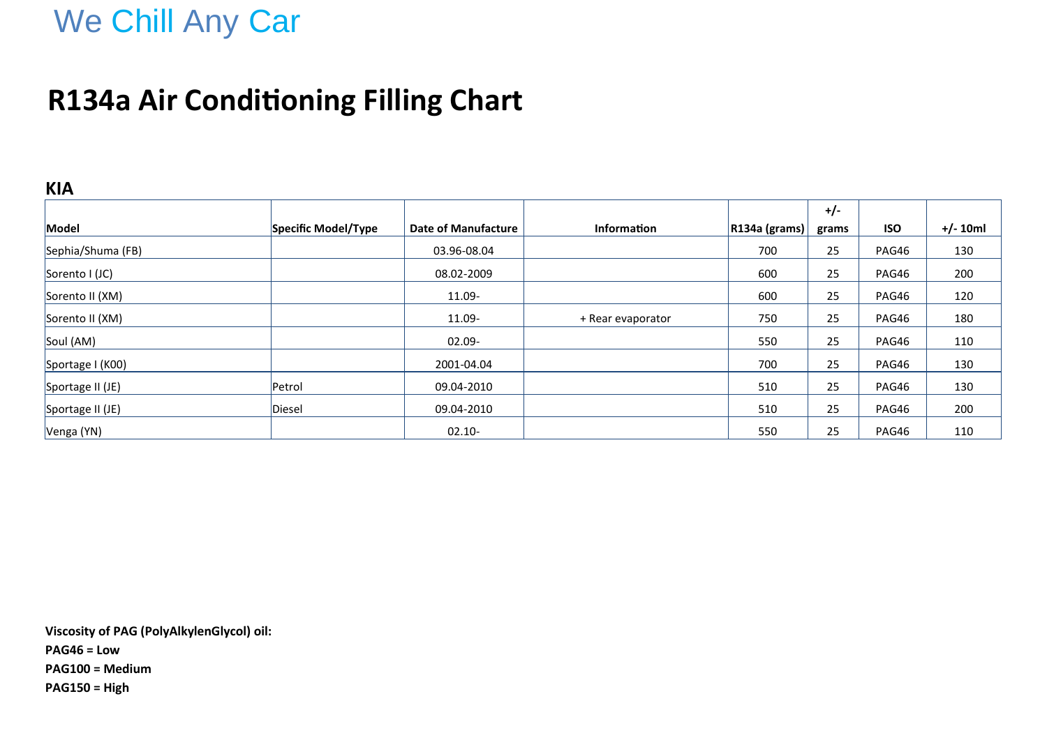We Chill Any Car

# R134a Air Conditioning Filling Chart

## KIA

| Model | Specific Model/Type | Date of Manufacture | Information | R134a (grams) | +/- grams | ISO | +/- 10ml |
|---|---|---|---|---|---|---|---|
| Sephia/Shuma (FB) | | 03.96-08.04 | | 700 | 25 | PAG46 | 130 |
| Sorento I (JC) | | 08.02-2009 | | 600 | 25 | PAG46 | 200 |
| Sorento II (XM) | | 11.09- | | 600 | 25 | PAG46 | 120 |
| Sorento II (XM) | | 11.09- | + Rear evaporator | 750 | 25 | PAG46 | 180 |
| Soul (AM) | | 02.09- | | 550 | 25 | PAG46 | 110 |
| Sportage I (K00) | | 2001-04.04 | | 700 | 25 | PAG46 | 130 |
| Sportage II (JE) | Petrol | 09.04-2010 | | 510 | 25 | PAG46 | 130 |
| Sportage II (JE) | Diesel | 09.04-2010 | | 510 | 25 | PAG46 | 200 |
| Venga (YN) | | 02.10- | | 550 | 25 | PAG46 | 110 |

**Viscosity of PAG (PolyAlkylenGlycol) oil:**
**PAG46 = Low**
**PAG100 = Medium**
**PAG150 = High**